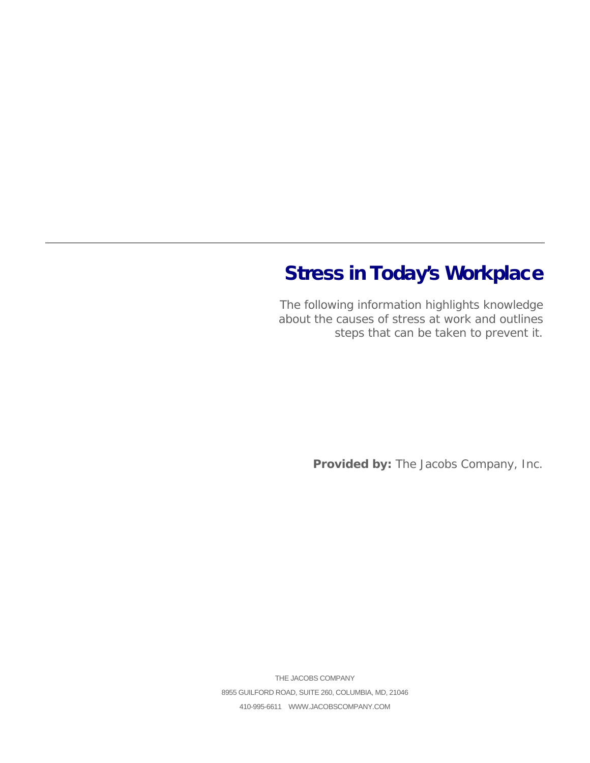# Stress in Today's Workplace

The following information highlights knowledge about the causes of stress at work and outlines steps that can be taken to prevent it.

**Provided by:** The Jacobs Company, Inc.

THE JACOBS COMPANY

8955 GUILFORD ROAD, SUITE 260, COLUMBIA, MD, 21046

410-995-6611 WWW.JACOBSCOMPANY.COM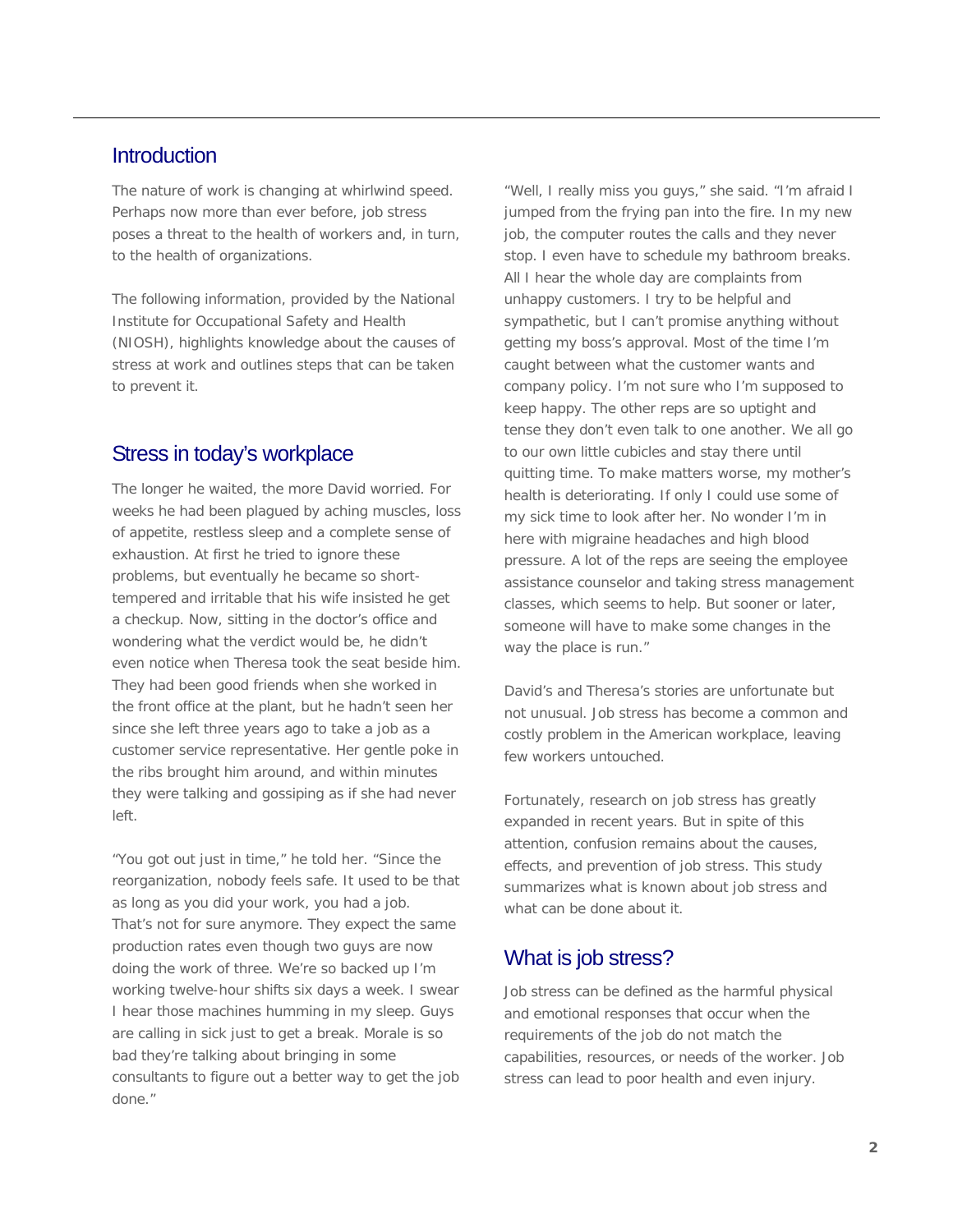## Introduction

The nature of work is changing at whirlwind speed. Perhaps now more than ever before, job stress poses a threat to the health of workers and, in turn, to the health of organizations.

The following information, provided by the National Institute for Occupational Safety and Health (NIOSH), highlights knowledge about the causes of stress at work and outlines steps that can be taken to prevent it.

## Stress in today's workplace

The longer he waited, the more David worried. For weeks he had been plagued by aching muscles, loss of appetite, restless sleep and a complete sense of exhaustion. At first he tried to ignore these problems, but eventually he became so short-tempered and irritable that his wife insisted he get a checkup. Now, sitting in the doctor's office and wondering what the verdict would be, he didn't even notice when Theresa took the seat beside him. They had been good friends when she worked in the front office at the plant, but he hadn't seen her since she left three years ago to take a job as a customer service representative. Her gentle poke in the ribs brought him around, and within minutes they were talking and gossiping as if she had never left.

"You got out just in time," he told her. "Since the reorganization, nobody feels safe. It used to be that as long as you did your work, you had a job. That's not for sure anymore. They expect the same production rates even though two guys are now doing the work of three. We're so backed up I'm working twelve-hour shifts six days a week. I swear I hear those machines humming in my sleep. Guys are calling in sick just to get a break. Morale is so bad they're talking about bringing in some consultants to figure out a better way to get the job done."

"Well, I really miss you guys," she said. "I'm afraid I jumped from the frying pan into the fire. In my new job, the computer routes the calls and they never stop. I even have to schedule my bathroom breaks. All I hear the whole day are complaints from unhappy customers. I try to be helpful and sympathetic, but I can't promise anything without getting my boss's approval. Most of the time I'm caught between what the customer wants and company policy. I'm not sure who I'm supposed to keep happy. The other reps are so uptight and tense they don't even talk to one another. We all go to our own little cubicles and stay there until quitting time. To make matters worse, my mother's health is deteriorating. If only I could use some of my sick time to look after her. No wonder I'm in here with migraine headaches and high blood pressure. A lot of the reps are seeing the employee assistance counselor and taking stress management classes, which seems to help. But sooner or later, someone will have to make some changes in the way the place is run."

David's and Theresa's stories are unfortunate but not unusual. Job stress has become a common and costly problem in the American workplace, leaving few workers untouched.

Fortunately, research on job stress has greatly expanded in recent years. But in spite of this attention, confusion remains about the causes, effects, and prevention of job stress. This study summarizes what is known about job stress and what can be done about it.

## What is job stress?

Job stress can be defined as the harmful physical and emotional responses that occur when the requirements of the job do not match the capabilities, resources, or needs of the worker. Job stress can lead to poor health and even injury.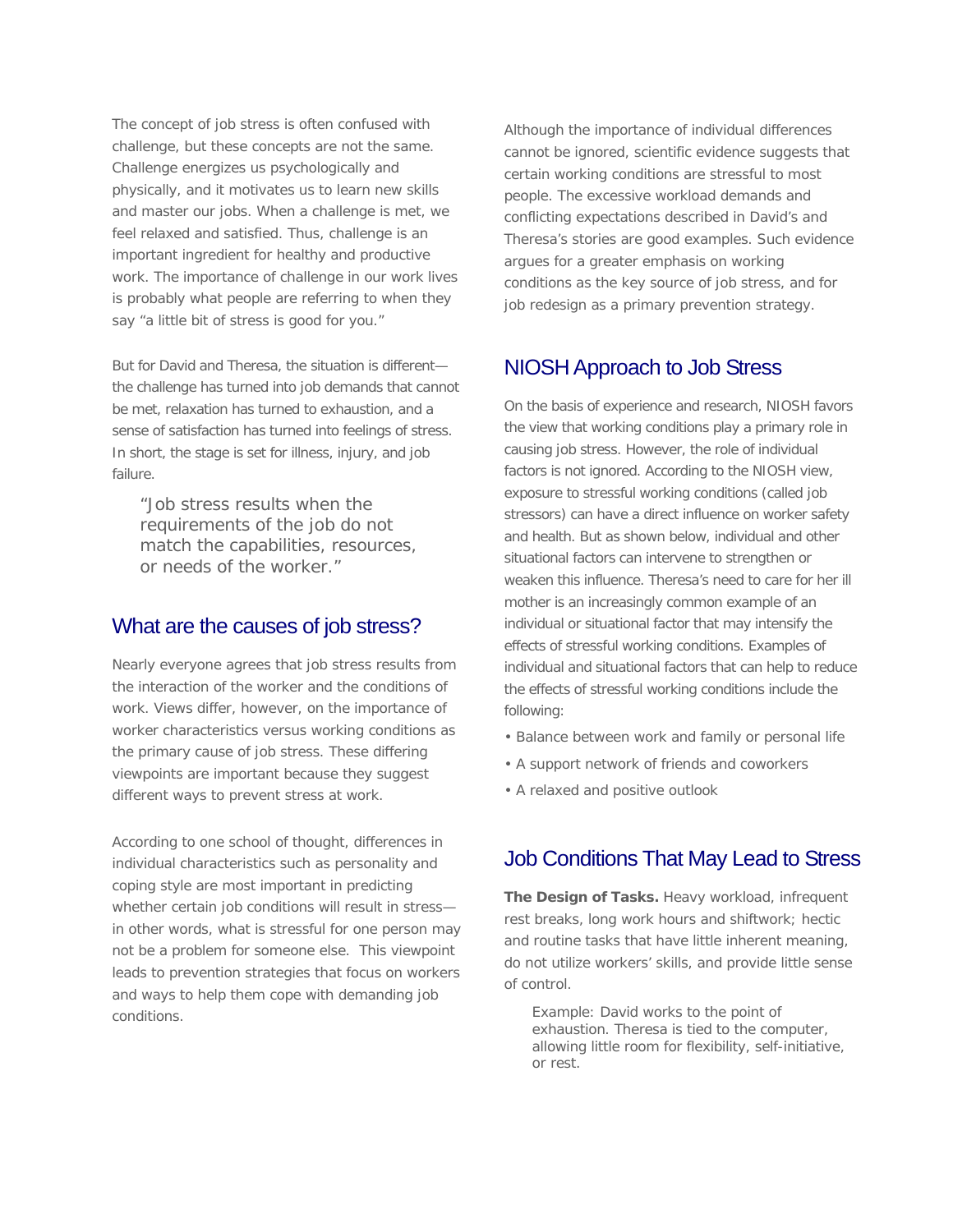The concept of job stress is often confused with challenge, but these concepts are not the same. Challenge energizes us psychologically and physically, and it motivates us to learn new skills and master our jobs. When a challenge is met, we feel relaxed and satisfied. Thus, challenge is an important ingredient for healthy and productive work. The importance of challenge in our work lives is probably what people are referring to when they say "a little bit of stress is good for you."

But for David and Theresa, the situation is different—the challenge has turned into job demands that cannot be met, relaxation has turned to exhaustion, and a sense of satisfaction has turned into feelings of stress. In short, the stage is set for illness, injury, and job failure.

> "Job stress results when the requirements of the job do not match the capabilities, resources, or needs of the worker."

## What are the causes of job stress?

Nearly everyone agrees that job stress results from the interaction of the worker and the conditions of work. Views differ, however, on the importance of worker characteristics versus working conditions as the primary cause of job stress. These differing viewpoints are important because they suggest different ways to prevent stress at work.

According to one school of thought, differences in individual characteristics such as personality and coping style are most important in predicting whether certain job conditions will result in stress—in other words, what is stressful for one person may not be a problem for someone else. This viewpoint leads to prevention strategies that focus on workers and ways to help them cope with demanding job conditions.

Although the importance of individual differences cannot be ignored, scientific evidence suggests that certain working conditions are stressful to most people. The excessive workload demands and conflicting expectations described in David's and Theresa's stories are good examples. Such evidence argues for a greater emphasis on working conditions as the key source of job stress, and for job redesign as a primary prevention strategy.

## NIOSH Approach to Job Stress

On the basis of experience and research, NIOSH favors the view that working conditions play a primary role in causing job stress. However, the role of individual factors is not ignored. According to the NIOSH view, exposure to stressful working conditions (called job stressors) can have a direct influence on worker safety and health. But as shown below, individual and other situational factors can intervene to strengthen or weaken this influence. Theresa's need to care for her ill mother is an increasingly common example of an individual or situational factor that may intensify the effects of stressful working conditions. Examples of individual and situational factors that can help to reduce the effects of stressful working conditions include the following:

- Balance between work and family or personal life
- A support network of friends and coworkers
- A relaxed and positive outlook

## Job Conditions That May Lead to Stress

**The Design of Tasks.** Heavy workload, infrequent rest breaks, long work hours and shiftwork; hectic and routine tasks that have little inherent meaning, do not utilize workers' skills, and provide little sense of control.

> Example: David works to the point of exhaustion. Theresa is tied to the computer, allowing little room for flexibility, self-initiative, or rest.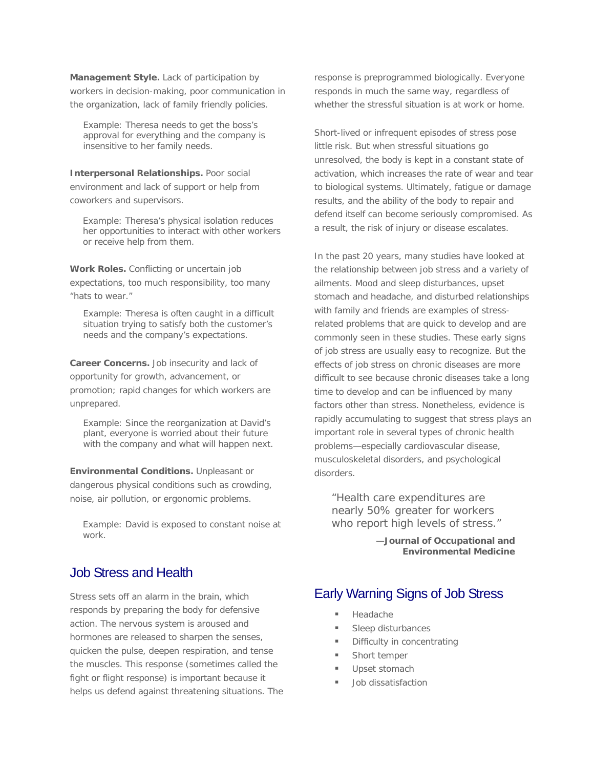**Management Style.** Lack of participation by workers in decision-making, poor communication in the organization, lack of family friendly policies.

> Example: Theresa needs to get the boss's approval for everything and the company is insensitive to her family needs.

**Interpersonal Relationships.** Poor social environment and lack of support or help from coworkers and supervisors.

> Example: Theresa's physical isolation reduces her opportunities to interact with other workers or receive help from them.

**Work Roles.** Conflicting or uncertain job expectations, too much responsibility, too many "hats to wear."

> Example: Theresa is often caught in a difficult situation trying to satisfy both the customer's needs and the company's expectations.

**Career Concerns.** Job insecurity and lack of opportunity for growth, advancement, or promotion; rapid changes for which workers are unprepared.

> Example: Since the reorganization at David's plant, everyone is worried about their future with the company and what will happen next.

**Environmental Conditions.** Unpleasant or dangerous physical conditions such as crowding, noise, air pollution, or ergonomic problems.

> Example: David is exposed to constant noise at work.

## Job Stress and Health

Stress sets off an alarm in the brain, which responds by preparing the body for defensive action. The nervous system is aroused and hormones are released to sharpen the senses, quicken the pulse, deepen respiration, and tense the muscles. This response (sometimes called the fight or flight response) is important because it helps us defend against threatening situations. The response is preprogrammed biologically. Everyone responds in much the same way, regardless of whether the stressful situation is at work or home.

Short-lived or infrequent episodes of stress pose little risk. But when stressful situations go unresolved, the body is kept in a constant state of activation, which increases the rate of wear and tear to biological systems. Ultimately, fatigue or damage results, and the ability of the body to repair and defend itself can become seriously compromised. As a result, the risk of injury or disease escalates.

In the past 20 years, many studies have looked at the relationship between job stress and a variety of ailments. Mood and sleep disturbances, upset stomach and headache, and disturbed relationships with family and friends are examples of stress-related problems that are quick to develop and are commonly seen in these studies. These early signs of job stress are usually easy to recognize. But the effects of job stress on chronic diseases are more difficult to see because chronic diseases take a long time to develop and can be influenced by many factors other than stress. Nonetheless, evidence is rapidly accumulating to suggest that stress plays an important role in several types of chronic health problems—especially cardiovascular disease, musculoskeletal disorders, and psychological disorders.

> "Health care expenditures are nearly 50% greater for workers who report high levels of stress."
>
> —**Journal of Occupational and Environmental Medicine**

## Early Warning Signs of Job Stress

- Headache
- Sleep disturbances
- Difficulty in concentrating
- Short temper
- Upset stomach
- Job dissatisfaction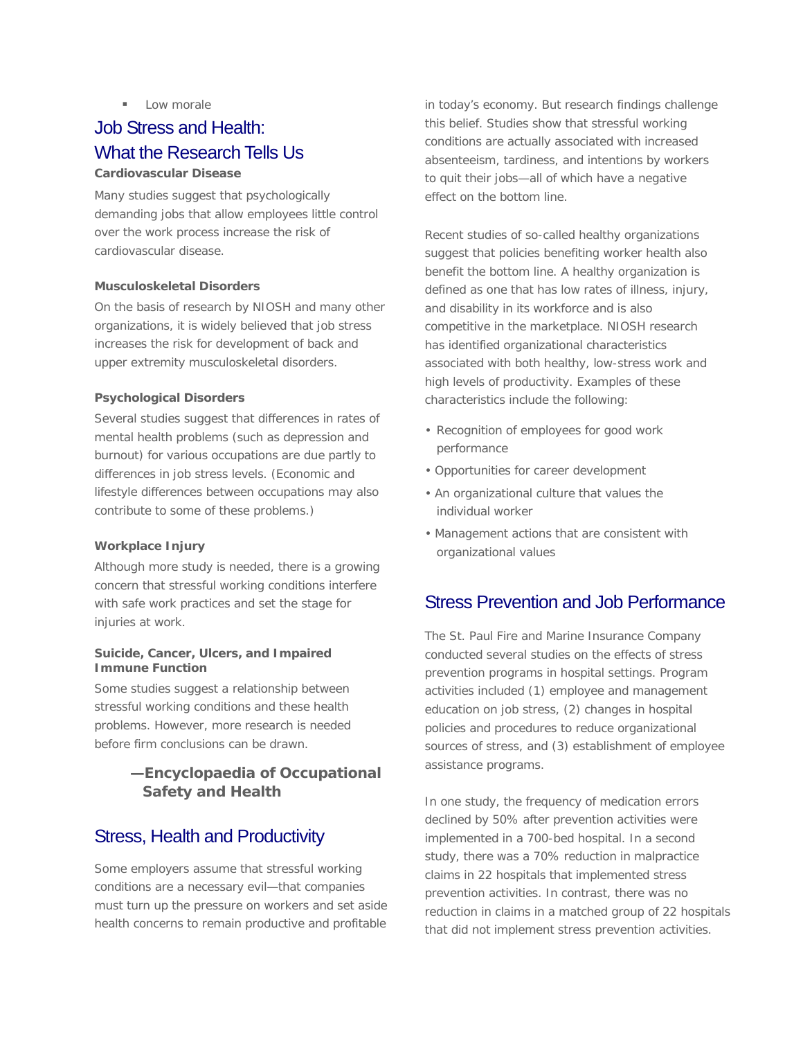- Low morale

## Job Stress and Health: What the Research Tells Us

**Cardiovascular Disease**

Many studies suggest that psychologically demanding jobs that allow employees little control over the work process increase the risk of cardiovascular disease.

**Musculoskeletal Disorders**

On the basis of research by NIOSH and many other organizations, it is widely believed that job stress increases the risk for development of back and upper extremity musculoskeletal disorders.

**Psychological Disorders**

Several studies suggest that differences in rates of mental health problems (such as depression and burnout) for various occupations are due partly to differences in job stress levels. (Economic and lifestyle differences between occupations may also contribute to some of these problems.)

**Workplace Injury**

Although more study is needed, there is a growing concern that stressful working conditions interfere with safe work practices and set the stage for injuries at work.

**Suicide, Cancer, Ulcers, and Impaired Immune Function**

Some studies suggest a relationship between stressful working conditions and these health problems. However, more research is needed before firm conclusions can be drawn.

**—Encyclopaedia of Occupational Safety and Health**

## Stress, Health and Productivity

Some employers assume that stressful working conditions are a necessary evil—that companies must turn up the pressure on workers and set aside health concerns to remain productive and profitable in today's economy. But research findings challenge this belief. Studies show that stressful working conditions are actually associated with increased absenteeism, tardiness, and intentions by workers to quit their jobs—all of which have a negative effect on the bottom line.

Recent studies of so-called healthy organizations suggest that policies benefiting worker health also benefit the bottom line. A healthy organization is defined as one that has low rates of illness, injury, and disability in its workforce and is also competitive in the marketplace. NIOSH research has identified organizational characteristics associated with both healthy, low-stress work and high levels of productivity. Examples of these characteristics include the following:

- Recognition of employees for good work performance
- Opportunities for career development
- An organizational culture that values the individual worker
- Management actions that are consistent with organizational values

## Stress Prevention and Job Performance

The St. Paul Fire and Marine Insurance Company conducted several studies on the effects of stress prevention programs in hospital settings. Program activities included (1) employee and management education on job stress, (2) changes in hospital policies and procedures to reduce organizational sources of stress, and (3) establishment of employee assistance programs.

In one study, the frequency of medication errors declined by 50% after prevention activities were implemented in a 700-bed hospital. In a second study, there was a 70% reduction in malpractice claims in 22 hospitals that implemented stress prevention activities. In contrast, there was no reduction in claims in a matched group of 22 hospitals that did not implement stress prevention activities.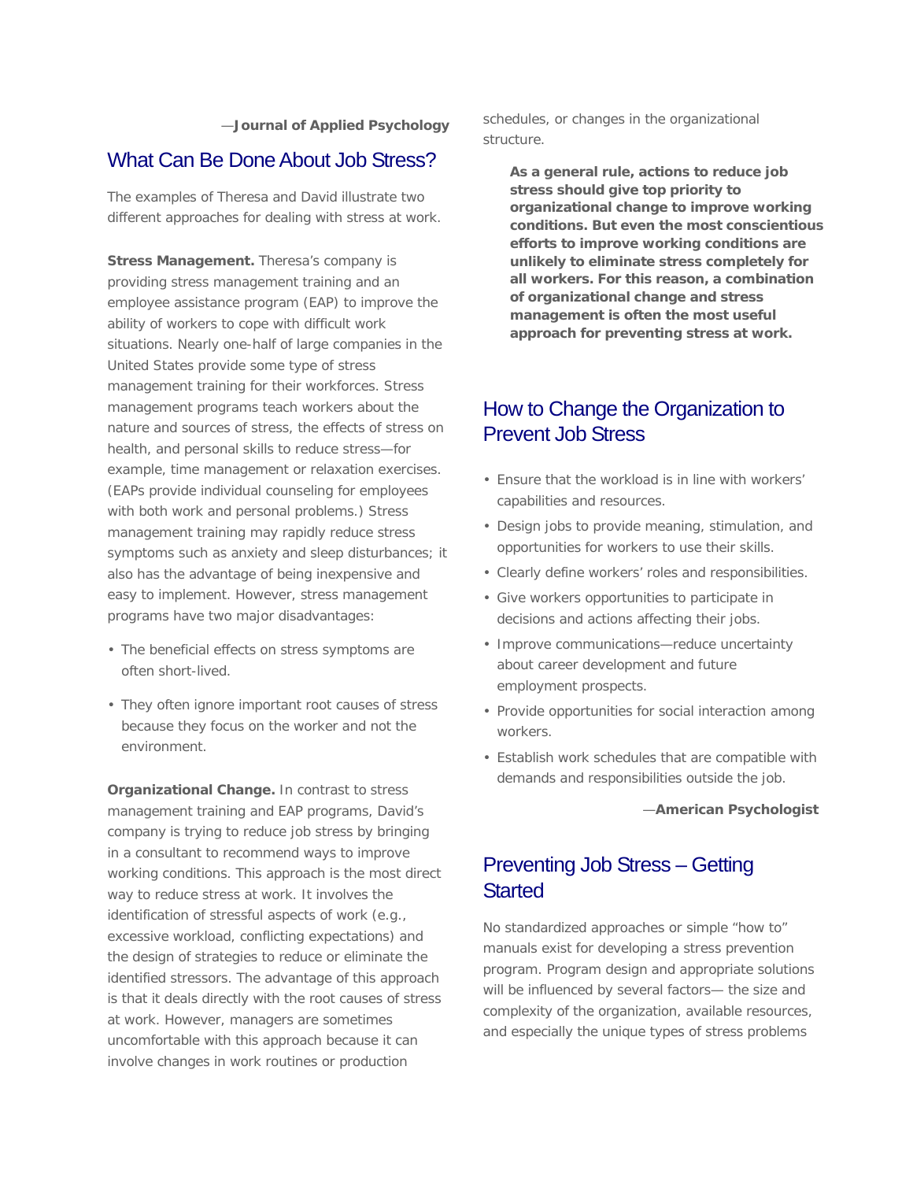—**Journal of Applied Psychology**

## What Can Be Done About Job Stress?

The examples of Theresa and David illustrate two different approaches for dealing with stress at work.

**Stress Management.** Theresa's company is providing stress management training and an employee assistance program (EAP) to improve the ability of workers to cope with difficult work situations. Nearly one-half of large companies in the United States provide some type of stress management training for their workforces. Stress management programs teach workers about the nature and sources of stress, the effects of stress on health, and personal skills to reduce stress—for example, time management or relaxation exercises. (EAPs provide individual counseling for employees with both work and personal problems.) Stress management training may rapidly reduce stress symptoms such as anxiety and sleep disturbances; it also has the advantage of being inexpensive and easy to implement. However, stress management programs have two major disadvantages:

- The beneficial effects on stress symptoms are often short-lived.
- They often ignore important root causes of stress because they focus on the worker and not the environment.

**Organizational Change.** In contrast to stress management training and EAP programs, David's company is trying to reduce job stress by bringing in a consultant to recommend ways to improve working conditions. This approach is the most direct way to reduce stress at work. It involves the identification of stressful aspects of work (e.g., excessive workload, conflicting expectations) and the design of strategies to reduce or eliminate the identified stressors. The advantage of this approach is that it deals directly with the root causes of stress at work. However, managers are sometimes uncomfortable with this approach because it can involve changes in work routines or production schedules, or changes in the organizational structure.

> **As a general rule, actions to reduce job stress should give top priority to organizational change to improve working conditions. But even the most conscientious efforts to improve working conditions are unlikely to eliminate stress completely for all workers. For this reason, a combination of organizational change and stress management is often the most useful approach for preventing stress at work.**

## How to Change the Organization to Prevent Job Stress

- Ensure that the workload is in line with workers' capabilities and resources.
- Design jobs to provide meaning, stimulation, and opportunities for workers to use their skills.
- Clearly define workers' roles and responsibilities.
- Give workers opportunities to participate in decisions and actions affecting their jobs.
- Improve communications—reduce uncertainty about career development and future employment prospects.
- Provide opportunities for social interaction among workers.
- Establish work schedules that are compatible with demands and responsibilities outside the job.

—**American Psychologist**

## Preventing Job Stress – Getting Started

No standardized approaches or simple "how to" manuals exist for developing a stress prevention program. Program design and appropriate solutions will be influenced by several factors— the size and complexity of the organization, available resources, and especially the unique types of stress problems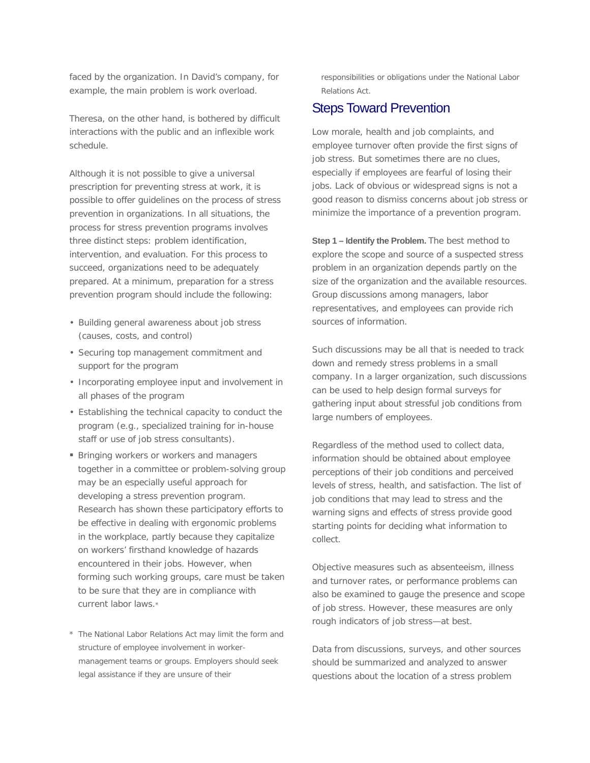faced by the organization. In David's company, for example, the main problem is work overload.

Theresa, on the other hand, is bothered by difficult interactions with the public and an inflexible work schedule.

Although it is not possible to give a universal prescription for preventing stress at work, it is possible to offer guidelines on the process of stress prevention in organizations. In all situations, the process for stress prevention programs involves three distinct steps: problem identification, intervention, and evaluation. For this process to succeed, organizations need to be adequately prepared. At a minimum, preparation for a stress prevention program should include the following:

- Building general awareness about job stress (causes, costs, and control)
- Securing top management commitment and support for the program
- Incorporating employee input and involvement in all phases of the program
- Establishing the technical capacity to conduct the program (e.g., specialized training for in-house staff or use of job stress consultants).

- Bringing workers or workers and managers together in a committee or problem-solving group may be an especially useful approach for developing a stress prevention program. Research has shown these participatory efforts to be effective in dealing with ergonomic problems in the workplace, partly because they capitalize on workers' firsthand knowledge of hazards encountered in their jobs. However, when forming such working groups, care must be taken to be sure that they are in compliance with current labor laws.*

\* The National Labor Relations Act may limit the form and structure of employee involvement in worker-management teams or groups. Employers should seek legal assistance if they are unsure of their responsibilities or obligations under the National Labor Relations Act.

## Steps Toward Prevention

Low morale, health and job complaints, and employee turnover often provide the first signs of job stress. But sometimes there are no clues, especially if employees are fearful of losing their jobs. Lack of obvious or widespread signs is not a good reason to dismiss concerns about job stress or minimize the importance of a prevention program.

**Step 1 – Identify the Problem.** The best method to explore the scope and source of a suspected stress problem in an organization depends partly on the size of the organization and the available resources. Group discussions among managers, labor representatives, and employees can provide rich sources of information.

Such discussions may be all that is needed to track down and remedy stress problems in a small company. In a larger organization, such discussions can be used to help design formal surveys for gathering input about stressful job conditions from large numbers of employees.

Regardless of the method used to collect data, information should be obtained about employee perceptions of their job conditions and perceived levels of stress, health, and satisfaction. The list of job conditions that may lead to stress and the warning signs and effects of stress provide good starting points for deciding what information to collect.

Objective measures such as absenteeism, illness and turnover rates, or performance problems can also be examined to gauge the presence and scope of job stress. However, these measures are only rough indicators of job stress—at best.

Data from discussions, surveys, and other sources should be summarized and analyzed to answer questions about the location of a stress problem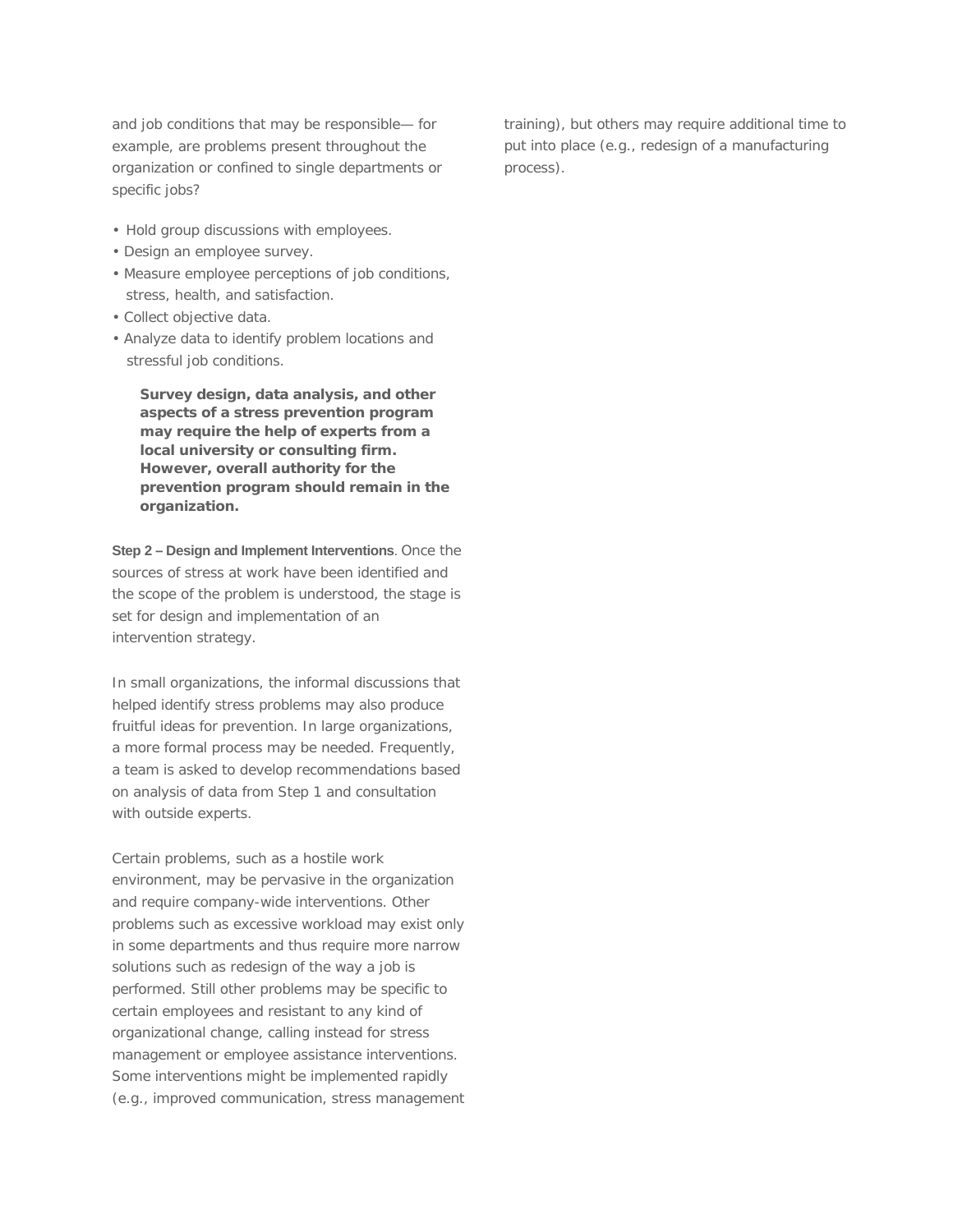and job conditions that may be responsible— for example, are problems present throughout the organization or confined to single departments or specific jobs?

- Hold group discussions with employees.
- Design an employee survey.
- Measure employee perceptions of job conditions, stress, health, and satisfaction.
- Collect objective data.
- Analyze data to identify problem locations and stressful job conditions.

> **Survey design, data analysis, and other aspects of a stress prevention program may require the help of experts from a local university or consulting firm. However, overall authority for the prevention program should remain in the organization.**

**Step 2 – Design and Implement Interventions**. Once the sources of stress at work have been identified and the scope of the problem is understood, the stage is set for design and implementation of an intervention strategy.

In small organizations, the informal discussions that helped identify stress problems may also produce fruitful ideas for prevention. In large organizations, a more formal process may be needed. Frequently, a team is asked to develop recommendations based on analysis of data from Step 1 and consultation with outside experts.

Certain problems, such as a hostile work environment, may be pervasive in the organization and require company-wide interventions. Other problems such as excessive workload may exist only in some departments and thus require more narrow solutions such as redesign of the way a job is performed. Still other problems may be specific to certain employees and resistant to any kind of organizational change, calling instead for stress management or employee assistance interventions. Some interventions might be implemented rapidly (e.g., improved communication, stress management training), but others may require additional time to put into place (e.g., redesign of a manufacturing process).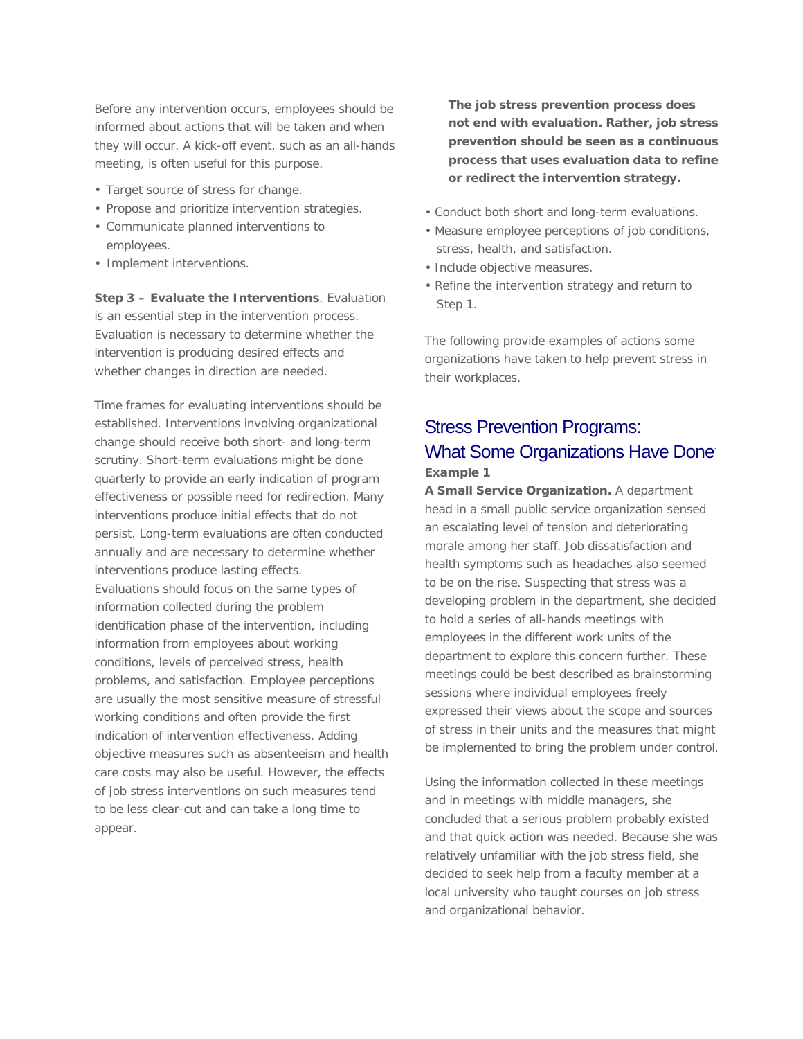Before any intervention occurs, employees should be informed about actions that will be taken and when they will occur. A kick-off event, such as an all-hands meeting, is often useful for this purpose.

- Target source of stress for change.
- Propose and prioritize intervention strategies.
- Communicate planned interventions to employees.
- Implement interventions.

**Step 3 – Evaluate the Interventions**. Evaluation is an essential step in the intervention process. Evaluation is necessary to determine whether the intervention is producing desired effects and whether changes in direction are needed.

Time frames for evaluating interventions should be established. Interventions involving organizational change should receive both short- and long-term scrutiny. Short-term evaluations might be done quarterly to provide an early indication of program effectiveness or possible need for redirection. Many interventions produce initial effects that do not persist. Long-term evaluations are often conducted annually and are necessary to determine whether interventions produce lasting effects.
Evaluations should focus on the same types of information collected during the problem identification phase of the intervention, including information from employees about working conditions, levels of perceived stress, health problems, and satisfaction. Employee perceptions are usually the most sensitive measure of stressful working conditions and often provide the first indication of intervention effectiveness. Adding objective measures such as absenteeism and health care costs may also be useful. However, the effects of job stress interventions on such measures tend to be less clear-cut and can take a long time to appear.

**The job stress prevention process does not end with evaluation. Rather, job stress prevention should be seen as a continuous process that uses evaluation data to refine or redirect the intervention strategy.**

- Conduct both short and long-term evaluations.
- Measure employee perceptions of job conditions, stress, health, and satisfaction.
- Include objective measures.
- Refine the intervention strategy and return to Step 1.

The following provide examples of actions some organizations have taken to help prevent stress in their workplaces.

## Stress Prevention Programs: What Some Organizations Have Done[1]

**Example 1**

**A Small Service Organization.** A department head in a small public service organization sensed an escalating level of tension and deteriorating morale among her staff. Job dissatisfaction and health symptoms such as headaches also seemed to be on the rise. Suspecting that stress was a developing problem in the department, she decided to hold a series of all-hands meetings with employees in the different work units of the department to explore this concern further. These meetings could be best described as brainstorming sessions where individual employees freely expressed their views about the scope and sources of stress in their units and the measures that might be implemented to bring the problem under control.

Using the information collected in these meetings and in meetings with middle managers, she concluded that a serious problem probably existed and that quick action was needed. Because she was relatively unfamiliar with the job stress field, she decided to seek help from a faculty member at a local university who taught courses on job stress and organizational behavior.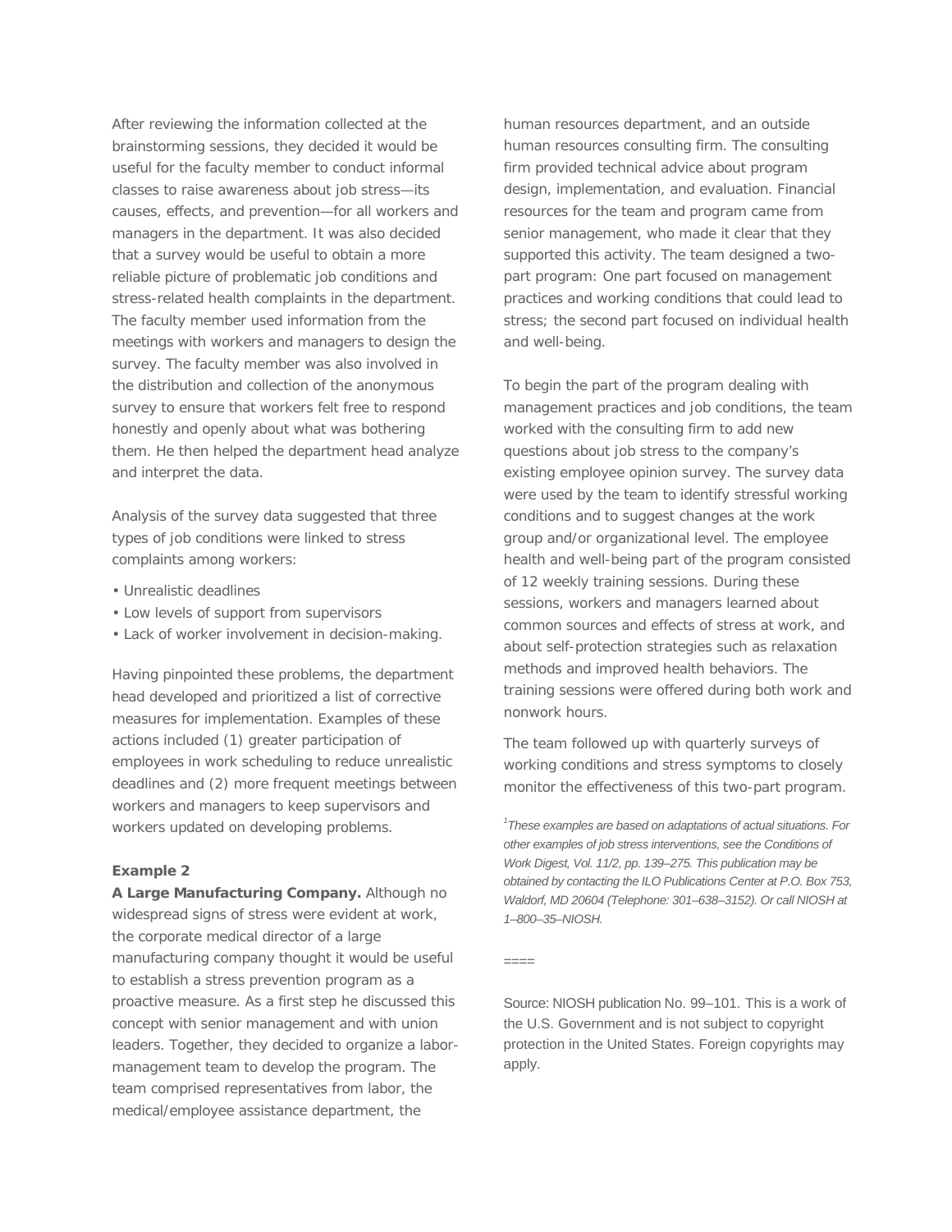After reviewing the information collected at the brainstorming sessions, they decided it would be useful for the faculty member to conduct informal classes to raise awareness about job stress—its causes, effects, and prevention—for all workers and managers in the department. It was also decided that a survey would be useful to obtain a more reliable picture of problematic job conditions and stress-related health complaints in the department. The faculty member used information from the meetings with workers and managers to design the survey. The faculty member was also involved in the distribution and collection of the anonymous survey to ensure that workers felt free to respond honestly and openly about what was bothering them. He then helped the department head analyze and interpret the data.

Analysis of the survey data suggested that three types of job conditions were linked to stress complaints among workers:

- Unrealistic deadlines
- Low levels of support from supervisors
- Lack of worker involvement in decision-making.

Having pinpointed these problems, the department head developed and prioritized a list of corrective measures for implementation. Examples of these actions included (1) greater participation of employees in work scheduling to reduce unrealistic deadlines and (2) more frequent meetings between workers and managers to keep supervisors and workers updated on developing problems.

**Example 2**

**A Large Manufacturing Company.** Although no widespread signs of stress were evident at work, the corporate medical director of a large manufacturing company thought it would be useful to establish a stress prevention program as a proactive measure. As a first step he discussed this concept with senior management and with union leaders. Together, they decided to organize a labor-management team to develop the program. The team comprised representatives from labor, the medical/employee assistance department, the human resources department, and an outside human resources consulting firm. The consulting firm provided technical advice about program design, implementation, and evaluation. Financial resources for the team and program came from senior management, who made it clear that they supported this activity. The team designed a two-part program: One part focused on management practices and working conditions that could lead to stress; the second part focused on individual health and well-being.

To begin the part of the program dealing with management practices and job conditions, the team worked with the consulting firm to add new questions about job stress to the company's existing employee opinion survey. The survey data were used by the team to identify stressful working conditions and to suggest changes at the work group and/or organizational level. The employee health and well-being part of the program consisted of 12 weekly training sessions. During these sessions, workers and managers learned about common sources and effects of stress at work, and about self-protection strategies such as relaxation methods and improved health behaviors. The training sessions were offered during both work and nonwork hours.

The team followed up with quarterly surveys of working conditions and stress symptoms to closely monitor the effectiveness of this two-part program.

[1] *These examples are based on adaptations of actual situations. For other examples of job stress interventions, see the Conditions of Work Digest, Vol. 11/2, pp. 139–275. This publication may be obtained by contacting the ILO Publications Center at P.O. Box 753, Waldorf, MD 20604 (Telephone: 301–638–3152). Or call NIOSH at 1–800–35–NIOSH.*

====

Source: NIOSH publication No. 99–101. This is a work of the U.S. Government and is not subject to copyright protection in the United States. Foreign copyrights may apply.